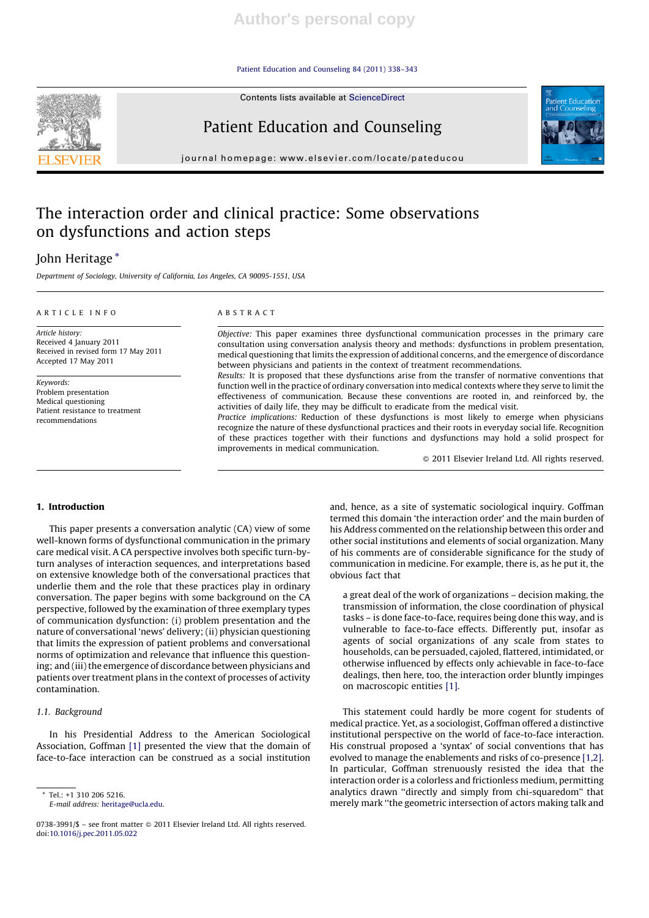# The interaction order and clinical practice: Some observations on dysfunctions and action steps

John Heritage *

Department of Sociology, University of California, Los Angeles, CA 90095-1551, USA

ARTICLE INFO

*Article history:*
Received 4 January 2011
Received in revised form 17 May 2011
Accepted 17 May 2011

*Keywords:*
Problem presentation
Medical questioning
Patient resistance to treatment recommendations

ABSTRACT

*Objective:* This paper examines three dysfunctional communication processes in the primary care consultation using conversation analysis theory and methods: dysfunctions in problem presentation, medical questioning that limits the expression of additional concerns, and the emergence of discordance between physicians and patients in the context of treatment recommendations.

*Results:* It is proposed that these dysfunctions arise from the transfer of normative conventions that function well in the practice of ordinary conversation into medical contexts where they serve to limit the effectiveness of communication. Because these conventions are rooted in, and reinforced by, the activities of daily life, they may be difficult to eradicate from the medical visit.

*Practice implications:* Reduction of these dysfunctions is most likely to emerge when physicians recognize the nature of these dysfunctional practices and their roots in everyday social life. Recognition of these practices together with their functions and dysfunctions may hold a solid prospect for improvements in medical communication.

© 2011 Elsevier Ireland Ltd. All rights reserved.

## 1. Introduction

This paper presents a conversation analytic (CA) view of some well-known forms of dysfunctional communication in the primary care medical visit. A CA perspective involves both specific turn-by-turn analyses of interaction sequences, and interpretations based on extensive knowledge both of the conversational practices that underlie them and the role that these practices play in ordinary conversation. The paper begins with some background on the CA perspective, followed by the examination of three exemplary types of communication dysfunction: (i) problem presentation and the nature of conversational 'news' delivery; (ii) physician questioning that limits the expression of patient problems and conversational norms of optimization and relevance that influence this questioning; and (iii) the emergence of discordance between physicians and patients over treatment plans in the context of processes of activity contamination.

### 1.1. Background

In his Presidential Address to the American Sociological Association, Goffman [1] presented the view that the domain of face-to-face interaction can be construed as a social institution and, hence, as a site of systematic sociological inquiry. Goffman termed this domain 'the interaction order' and the main burden of his Address commented on the relationship between this order and other social institutions and elements of social organization. Many of his comments are of considerable significance for the study of communication in medicine. For example, there is, as he put it, the obvious fact that

> a great deal of the work of organizations – decision making, the transmission of information, the close coordination of physical tasks – is done face-to-face, requires being done this way, and is vulnerable to face-to-face effects. Differently put, insofar as agents of social organizations of any scale from states to households, can be persuaded, cajoled, flattered, intimidated, or otherwise influenced by effects only achievable in face-to-face dealings, then here, too, the interaction order bluntly impinges on macroscopic entities [1].

This statement could hardly be more cogent for students of medical practice. Yet, as a sociologist, Goffman offered a distinctive institutional perspective on the world of face-to-face interaction. His construal proposed a 'syntax' of social conventions that has evolved to manage the enablements and risks of co-presence [1,2]. In particular, Goffman strenuously resisted the idea that the interaction order is a colorless and frictionless medium, permitting analytics drawn "directly and simply from chi-squaredom" that merely mark "the geometric intersection of actors making talk and

* Tel.: +1 310 206 5216.
*E-mail address:* heritage@ucla.edu.

0738-3991/$ – see front matter © 2011 Elsevier Ireland Ltd. All rights reserved.
doi:10.1016/j.pec.2011.05.022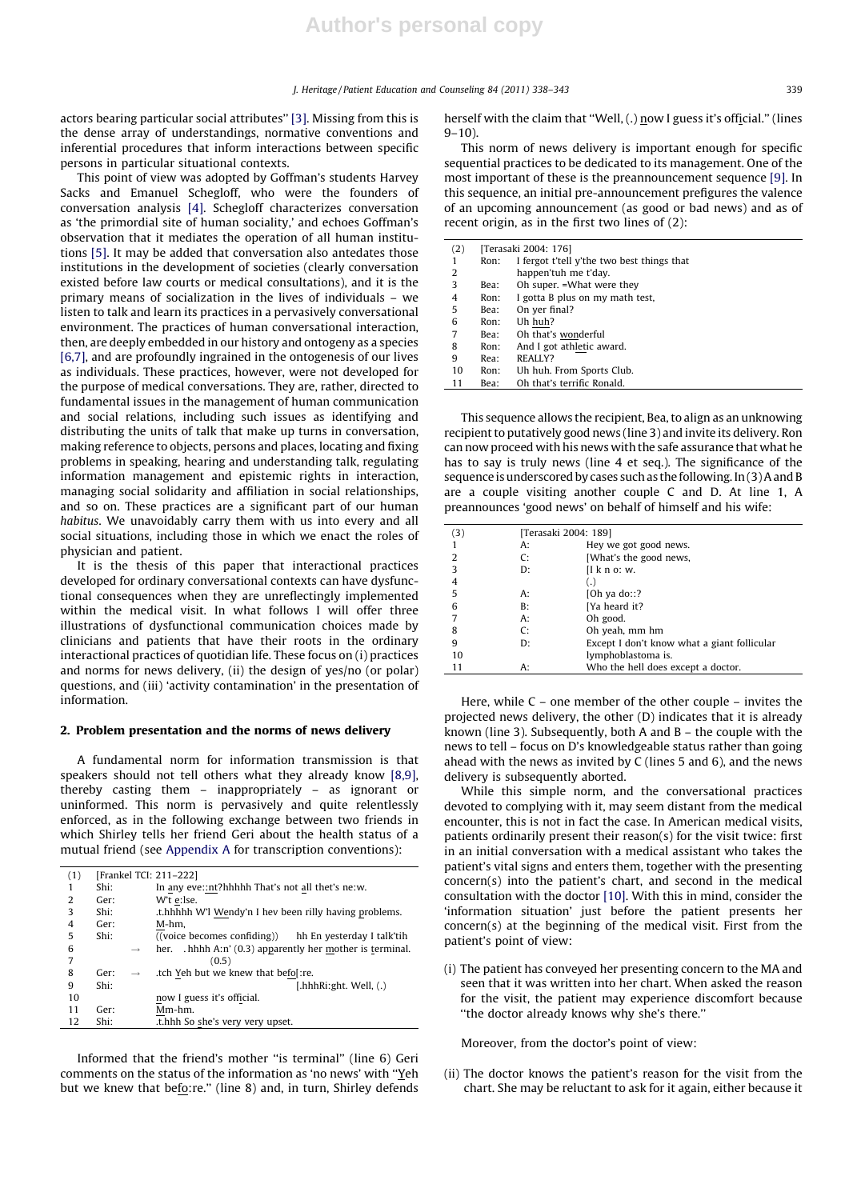actors bearing particular social attributes" [3]. Missing from this is the dense array of understandings, normative conventions and inferential procedures that inform interactions between specific persons in particular situational contexts.

This point of view was adopted by Goffman's students Harvey Sacks and Emanuel Schegloff, who were the founders of conversation analysis [4]. Schegloff characterizes conversation as 'the primordial site of human sociality,' and echoes Goffman's observation that it mediates the operation of all human institutions [5]. It may be added that conversation also antedates those institutions in the development of societies (clearly conversation existed before law courts or medical consultations), and it is the primary means of socialization in the lives of individuals – we listen to talk and learn its practices in a pervasively conversational environment. The practices of human conversational interaction, then, are deeply embedded in our history and ontogeny as a species [6,7], and are profoundly ingrained in the ontogenesis of our lives as individuals. These practices, however, were not developed for the purpose of medical conversations. They are, rather, directed to fundamental issues in the management of human communication and social relations, including such issues as identifying and distributing the units of talk that make up turns in conversation, making reference to objects, persons and places, locating and fixing problems in speaking, hearing and understanding talk, regulating information management and epistemic rights in interaction, managing social solidarity and affiliation in social relationships, and so on. These practices are a significant part of our human *habitus*. We unavoidably carry them with us into every and all social situations, including those in which we enact the roles of physician and patient.

It is the thesis of this paper that interactional practices developed for ordinary conversational contexts can have dysfunctional consequences when they are unreflectingly implemented within the medical visit. In what follows I will offer three illustrations of dysfunctional communication choices made by clinicians and patients that have their roots in the ordinary interactional practices of quotidian life. These focus on (i) practices and norms for news delivery, (ii) the design of yes/no (or polar) questions, and (iii) 'activity contamination' in the presentation of information.

## 2. Problem presentation and the norms of news delivery

A fundamental norm for information transmission is that speakers should not tell others what they already know [8,9], thereby casting them – inappropriately – as ignorant or uninformed. This norm is pervasively and quite relentlessly enforced, as in the following exchange between two friends in which Shirley tells her friend Geri about the health status of a mutual friend (see Appendix A for transcription conventions):

| (1) | [Frankel TCI: 211–222] | | |
|---|---|---|---|
| 1 | Shi: | | In any eve::nt?hhhhh That's not all that's ne:w. |
| 2 | Ger: | | W't e:lse. |
| 3 | Shi: | | .t.hhhhh W'l Wendy'n I hev been rilly having problems. |
| 4 | Ger: | | M-hm, |
| 5 | Shi: | | ((voice becomes confiding)) hh En yesterday I talk'tih |
| 6 | | → | her. .hhhh A:n' (0.3) apparently her mother is terminal. |
| 7 | | | (0.5) |
| 8 | Ger: | → | .tch Yeh but we knew that befo[:re. |
| 9 | Shi: | | [.hhhRi:ght. Well, (.) |
| 10 | | | now I guess it's official. |
| 11 | Ger: | | Mm-hm. |
| 12 | Shi: | | .t.hhh So she's very very upset. |

Informed that the friend's mother "is terminal" (line 6) Geri comments on the status of the information as 'no news' with "Yeh but we knew that befo:re." (line 8) and, in turn, Shirley defends herself with the claim that "Well, (.) now I guess it's official." (lines 9–10).

This norm of news delivery is important enough for specific sequential practices to be dedicated to its management. One of the most important of these is the preannouncement sequence [9]. In this sequence, an initial pre-announcement prefigures the valence of an upcoming announcement (as good or bad news) and as of recent origin, as in the first two lines of (2):

| (2) | [Terasaki 2004: 176] | |
|---|---|---|
| 1 | Ron: | I fergot t'tell y'the two best things that |
| 2 | | happen'tuh me t'day. |
| 3 | Bea: | Oh super. =What were they |
| 4 | Ron: | I gotta B plus on my math test, |
| 5 | Bea: | On yer final? |
| 6 | Ron: | Uh huh? |
| 7 | Bea: | Oh that's wonderful |
| 8 | Ron: | And I got athletic award. |
| 9 | Rea: | REALLY? |
| 10 | Ron: | Uh huh. From Sports Club. |
| 11 | Bea: | Oh that's terrific Ronald. |

This sequence allows the recipient, Bea, to align as an unknowing recipient to putatively good news (line 3) and invite its delivery. Ron can now proceed with his news with the safe assurance that what he has to say is truly news (line 4 et seq.). The significance of the sequence is underscored by cases such as the following. In (3) A and B are a couple visiting another couple C and D. At line 1, A preannounces 'good news' on behalf of himself and his wife:

| (3) | [Terasaki 2004: 189] | |
|---|---|---|
| 1 | A: | Hey we got good news. |
| 2 | C: | [What's the good news, |
| 3 | D: | [I k n o: w. |
| 4 | | (.) |
| 5 | A: | [Oh ya do::? |
| 6 | B: | [Ya heard it? |
| 7 | A: | Oh good. |
| 8 | C: | Oh yeah, mm hm |
| 9 | D: | Except I don't know what a giant follicular |
| 10 | | lymphoblastoma is. |
| 11 | A: | Who the hell does except a doctor. |

Here, while C – one member of the other couple – invites the projected news delivery, the other (D) indicates that it is already known (line 3). Subsequently, both A and B – the couple with the news to tell – focus on D's knowledgeable status rather than going ahead with the news as invited by C (lines 5 and 6), and the news delivery is subsequently aborted.

While this simple norm, and the conversational practices devoted to complying with it, may seem distant from the medical encounter, this is not in fact the case. In American medical visits, patients ordinarily present their reason(s) for the visit twice: first in an initial conversation with a medical assistant who takes the patient's vital signs and enters them, together with the presenting concern(s) into the patient's chart, and second in the medical consultation with the doctor [10]. With this in mind, consider the 'information situation' just before the patient presents her concern(s) at the beginning of the medical visit. First from the patient's point of view:

(i) The patient has conveyed her presenting concern to the MA and seen that it was written into her chart. When asked the reason for the visit, the patient may experience discomfort because "the doctor already knows why she's there."

Moreover, from the doctor's point of view:

(ii) The doctor knows the patient's reason for the visit from the chart. She may be reluctant to ask for it again, either because it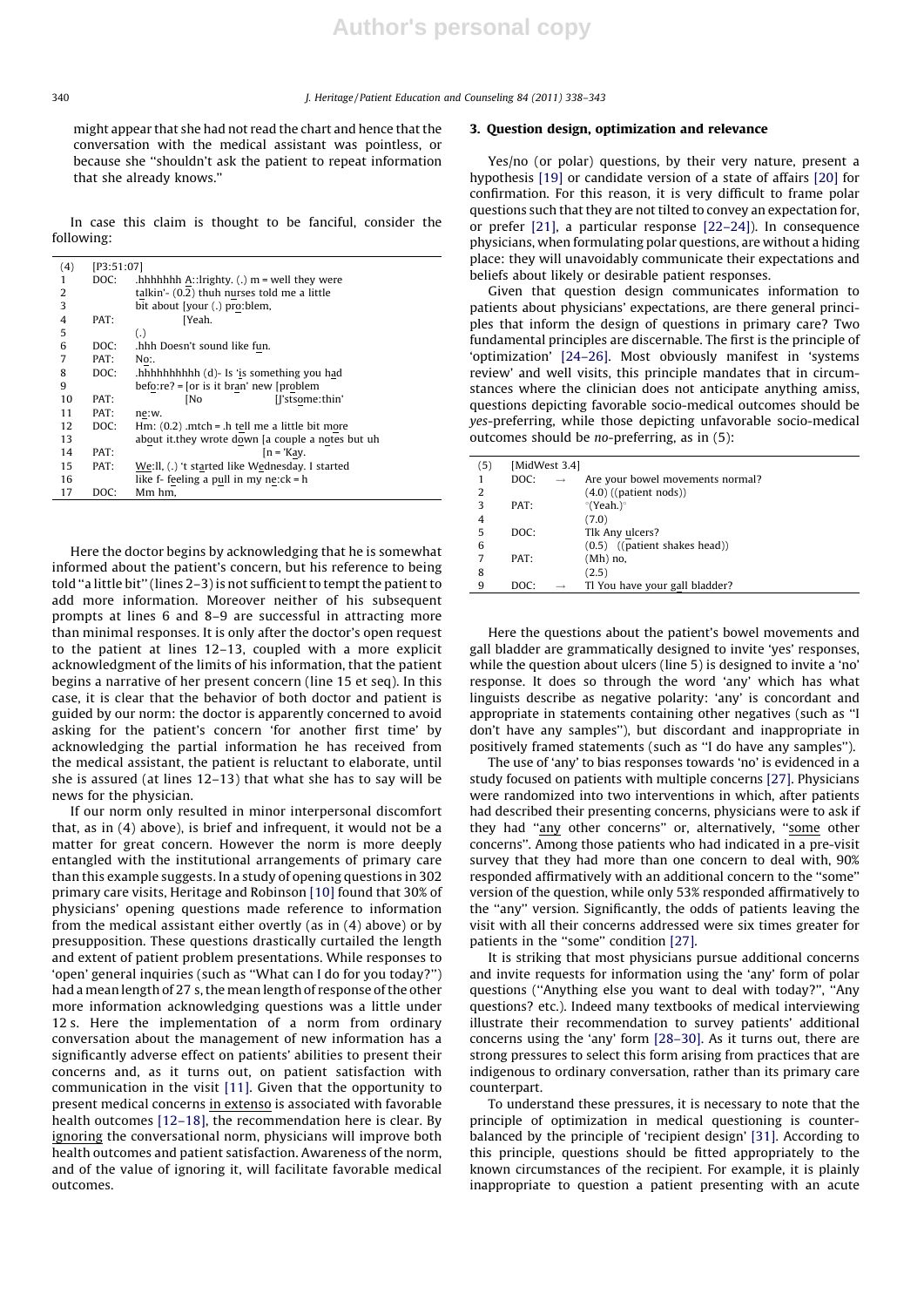might appear that she had not read the chart and hence that the conversation with the medical assistant was pointless, or because she "shouldn't ask the patient to repeat information that she already knows."

In case this claim is thought to be fanciful, consider the following:

| (4) | [P3:51:07] | |
|---|---|---|
| 1 | DOC: | .hhhhhhh A::lrighty. (.) m = well they were |
| 2 | | talkin'- (0.2) thuh nurses told me a little |
| 3 | | bit about [your (.) pro:blem, |
| 4 | PAT: | [Yeah. |
| 5 | | (.) |
| 6 | DOC: | .hhh Doesn't sound like fun. |
| 7 | PAT: | No:. |
| 8 | DOC: | .hhhhhhhhhh (d)- Is 'is something you had |
| 9 | | befo:re? = [or is it bran' new [problem |
| 10 | PAT: | [No [J'stsome:thin' |
| 11 | PAT: | ne:w. |
| 12 | DOC: | Hm: (0.2) .mtch = .h tell me a little bit more |
| 13 | | about it.they wrote down [a couple a notes but uh |
| 14 | PAT: | [n = 'Kay. |
| 15 | PAT: | We:ll, (.) 't started like Wednesday. I started |
| 16 | | like f- feeling a pull in my ne:ck = h |
| 17 | DOC: | Mm hm, |

Here the doctor begins by acknowledging that he is somewhat informed about the patient's concern, but his reference to being told "a little bit" (lines 2–3) is not sufficient to tempt the patient to add more information. Moreover neither of his subsequent prompts at lines 6 and 8–9 are successful in attracting more than minimal responses. It is only after the doctor's open request to the patient at lines 12–13, coupled with a more explicit acknowledgment of the limits of his information, that the patient begins a narrative of her present concern (line 15 et seq). In this case, it is clear that the behavior of both doctor and patient is guided by our norm: the doctor is apparently concerned to avoid asking for the patient's concern 'for another first time' by acknowledging the partial information he has received from the medical assistant, the patient is reluctant to elaborate, until she is assured (at lines 12–13) that what she has to say will be news for the physician.

If our norm only resulted in minor interpersonal discomfort that, as in (4) above), is brief and infrequent, it would not be a matter for great concern. However the norm is more deeply entangled with the institutional arrangements of primary care than this example suggests. In a study of opening questions in 302 primary care visits, Heritage and Robinson [10] found that 30% of physicians' opening questions made reference to information from the medical assistant either overtly (as in (4) above) or by presupposition. These questions drastically curtailed the length and extent of patient problem presentations. While responses to 'open' general inquiries (such as "What can I do for you today?") had a mean length of 27 s, the mean length of response of the other more information acknowledging questions was a little under 12 s. Here the implementation of a norm from ordinary conversation about the management of new information has a significantly adverse effect on patients' abilities to present their concerns and, as it turns out, on patient satisfaction with communication in the visit [11]. Given that the opportunity to present medical concerns in extenso is associated with favorable health outcomes [12–18], the recommendation here is clear. By ignoring the conversational norm, physicians will improve both health outcomes and patient satisfaction. Awareness of the norm, and of the value of ignoring it, will facilitate favorable medical outcomes.

## 3. Question design, optimization and relevance

Yes/no (or polar) questions, by their very nature, present a hypothesis [19] or candidate version of a state of affairs [20] for confirmation. For this reason, it is very difficult to frame polar questions such that they are not tilted to convey an expectation for, or prefer [21], a particular response [22–24]). In consequence physicians, when formulating polar questions, are without a hiding place: they will unavoidably communicate their expectations and beliefs about likely or desirable patient responses.

Given that question design communicates information to patients about physicians' expectations, are there general principles that inform the design of questions in primary care? Two fundamental principles are discernable. The first is the principle of 'optimization' [24–26]. Most obviously manifest in 'systems review' and well visits, this principle mandates that in circumstances where the clinician does not anticipate anything amiss, questions depicting favorable socio-medical outcomes should be *yes*-preferring, while those depicting unfavorable socio-medical outcomes should be *no*-preferring, as in (5):

| (5) | [MidWest 3.4] | | |
|---|---|---|---|
| 1 | DOC: | → | Are your bowel movements normal? |
| 2 | | | (4.0) ((patient nods)) |
| 3 | PAT: | | °(Yeah.)° |
| 4 | | | (7.0) |
| 5 | DOC: | | Tlk Any ulcers? |
| 6 | | | (0.5) ((patient shakes head)) |
| 7 | PAT: | | (Mh) no, |
| 8 | | | (2.5) |
| 9 | DOC: | → | Tl You have your gall bladder? |

Here the questions about the patient's bowel movements and gall bladder are grammatically designed to invite 'yes' responses, while the question about ulcers (line 5) is designed to invite a 'no' response. It does so through the word 'any' which has what linguists describe as negative polarity: 'any' is concordant and appropriate in statements containing other negatives (such as "I don't have any samples"), but discordant and inappropriate in positively framed statements (such as "I do have any samples").

The use of 'any' to bias responses towards 'no' is evidenced in a study focused on patients with multiple concerns [27]. Physicians were randomized into two interventions in which, after patients had described their presenting concerns, physicians were to ask if they had "any other concerns" or, alternatively, "some other concerns". Among those patients who had indicated in a pre-visit survey that they had more than one concern to deal with, 90% responded affirmatively with an additional concern to the "some" version of the question, while only 53% responded affirmatively to the "any" version. Significantly, the odds of patients leaving the visit with all their concerns addressed were six times greater for patients in the "some" condition [27].

It is striking that most physicians pursue additional concerns and invite requests for information using the 'any' form of polar questions ("Anything else you want to deal with today?", "Any questions? etc.). Indeed many textbooks of medical interviewing illustrate their recommendation to survey patients' additional concerns using the 'any' form [28–30]. As it turns out, there are strong pressures to select this form arising from practices that are indigenous to ordinary conversation, rather than its primary care counterpart.

To understand these pressures, it is necessary to note that the principle of optimization in medical questioning is counterbalanced by the principle of 'recipient design' [31]. According to this principle, questions should be fitted appropriately to the known circumstances of the recipient. For example, it is plainly inappropriate to question a patient presenting with an acute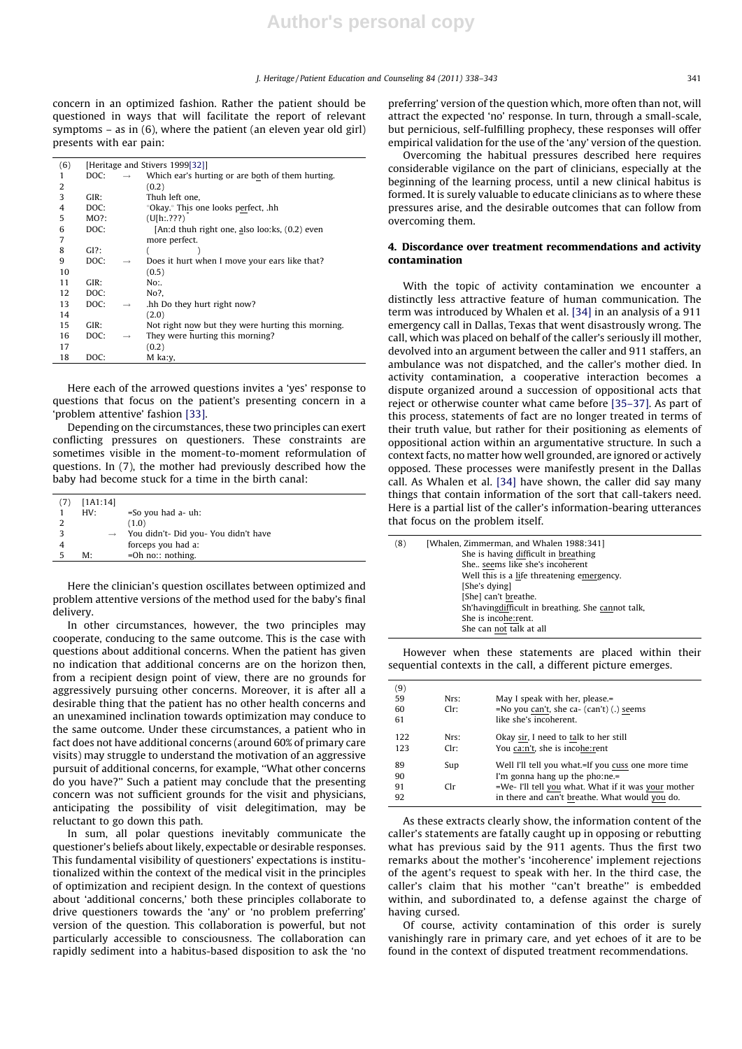concern in an optimized fashion. Rather the patient should be questioned in ways that will facilitate the report of relevant symptoms – as in (6), where the patient (an eleven year old girl) presents with ear pain:

| (6) | [Heritage and Stivers 1999[32]] | | |
|---|---|---|---|
| 1 | DOC: | → | Which ear's hurting or are both of them hurting. |
| 2 | | | (0.2) |
| 3 | GIR: | | Thuh left one, |
| 4 | DOC: | | °Okay.° This one looks perfect, .hh |
| 5 | MO?: | | (U[h:.???) |
| 6 | DOC: | | [An:d thuh right one, also loo:ks, (0.2) even |
| 7 | | | more perfect. |
| 8 | GI?: | | ( ) |
| 9 | DOC: | → | Does it hurt when I move your ears like that? |
| 10 | | | (0.5) |
| 11 | GIR: | | No:. |
| 12 | DOC: | | No?, |
| 13 | DOC: | → | .hh Do they hurt right now? |
| 14 | | | (2.0) |
| 15 | GIR: | | Not right now but they were hurting this morning. |
| 16 | DOC: | → | They were hurting this morning? |
| 17 | | | (0.2) |
| 18 | DOC: | | M ka:y, |

Here each of the arrowed questions invites a 'yes' response to questions that focus on the patient's presenting concern in a 'problem attentive' fashion [33].

Depending on the circumstances, these two principles can exert conflicting pressures on questioners. These constraints are sometimes visible in the moment-to-moment reformulation of questions. In (7), the mother had previously described how the baby had become stuck for a time in the birth canal:

| (7) | [1A1:14] | | |
|---|---|---|---|
| 1 | HV: | | =So you had a- uh: |
| 2 | | | (1.0) |
| 3 | | → | You didn't- Did you- You didn't have |
| 4 | | | forceps you had a: |
| 5 | M: | | =Oh no:: nothing. |

Here the clinician's question oscillates between optimized and problem attentive versions of the method used for the baby's final delivery.

In other circumstances, however, the two principles may cooperate, conducing to the same outcome. This is the case with questions about additional concerns. When the patient has given no indication that additional concerns are on the horizon then, from a recipient design point of view, there are no grounds for aggressively pursuing other concerns. Moreover, it is after all a desirable thing that the patient has no other health concerns and an unexamined inclination towards optimization may conduce to the same outcome. Under these circumstances, a patient who in fact does not have additional concerns (around 60% of primary care visits) may struggle to understand the motivation of an aggressive pursuit of additional concerns, for example, "What other concerns do you have?" Such a patient may conclude that the presenting concern was not sufficient grounds for the visit and physicians, anticipating the possibility of visit delegitimation, may be reluctant to go down this path.

In sum, all polar questions inevitably communicate the questioner's beliefs about likely, expectable or desirable responses. This fundamental visibility of questioners' expectations is institutionalized within the context of the medical visit in the principles of optimization and recipient design. In the context of questions about 'additional concerns,' both these principles collaborate to drive questioners towards the 'any' or 'no problem preferring' version of the question. This collaboration is powerful, but not particularly accessible to consciousness. The collaboration can rapidly sediment into a habitus-based disposition to ask the 'no preferring' version of the question which, more often than not, will attract the expected 'no' response. In turn, through a small-scale, but pernicious, self-fulfilling prophecy, these responses will offer empirical validation for the use of the 'any' version of the question.

Overcoming the habitual pressures described here requires considerable vigilance on the part of clinicians, especially at the beginning of the learning process, until a new clinical habitus is formed. It is surely valuable to educate clinicians as to where these pressures arise, and the desirable outcomes that can follow from overcoming them.

## 4. Discordance over treatment recommendations and activity contamination

With the topic of activity contamination we encounter a distinctly less attractive feature of human communication. The term was introduced by Whalen et al. [34] in an analysis of a 911 emergency call in Dallas, Texas that went disastrously wrong. The call, which was placed on behalf of the caller's seriously ill mother, devolved into an argument between the caller and 911 staffers, an ambulance was not dispatched, and the caller's mother died. In activity contamination, a cooperative interaction becomes a dispute organized around a succession of oppositional acts that reject or otherwise counter what came before [35–37]. As part of this process, statements of fact are no longer treated in terms of their truth value, but rather for their positioning as elements of oppositional action within an argumentative structure. In such a context facts, no matter how well grounded, are ignored or actively opposed. These processes were manifestly present in the Dallas call. As Whalen et al. [34] have shown, the caller did say many things that contain information of the sort that call-takers need. Here is a partial list of the caller's information-bearing utterances that focus on the problem itself.

| (8) | [Whalen, Zimmerman, and Whalen 1988:341] |
|---|---|
| | She is having difficult in breathing |
| | She.. seems like she's incoherent |
| | Well this is a life threatening emergency. |
| | [She's dying] |
| | [She] can't breathe. |
| | Sh'havingdifficult in breathing. She cannot talk, |
| | She is incohe:rent. |
| | She can not talk at all |

However when these statements are placed within their sequential contexts in the call, a different picture emerges.

| (9) | | |
|---|---|---|
| 59 | Nrs: | May I speak with her, please.= |
| 60 | Clr: | =No you can't, she ca- (can't) (.) seems |
| 61 | | like she's incoherent. |
| 122 | Nrs: | Okay sir, I need to talk to her still |
| 123 | Clr: | You ca:n't, she is incohe:rent |
| 89 | Sup | Well I'll tell you what.=If you cuss one more time |
| 90 | | I'm gonna hang up the pho:ne.= |
| 91 | Clr | =We- I'll tell you what. What if it was your mother |
| 92 | | in there and can't breathe. What would you do. |

As these extracts clearly show, the information content of the caller's statements are fatally caught up in opposing or rebutting what has previous said by the 911 agents. Thus the first two remarks about the mother's 'incoherence' implement rejections of the agent's request to speak with her. In the third case, the caller's claim that his mother "can't breathe" is embedded within, and subordinated to, a defense against the charge of having cursed.

Of course, activity contamination of this order is surely vanishingly rare in primary care, and yet echoes of it are to be found in the context of disputed treatment recommendations.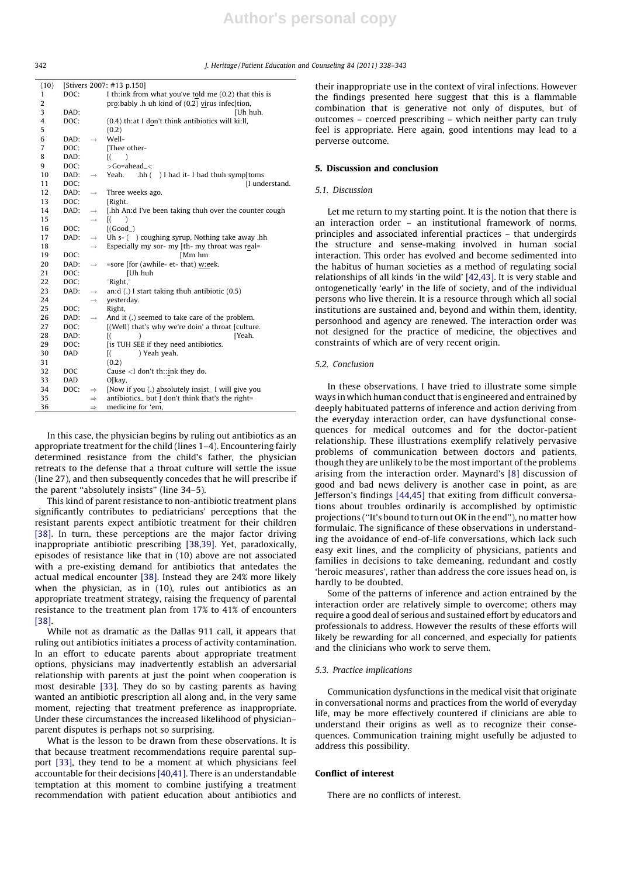Author's personal copy

```
(10)  [Stivers 2007: #13 p.150]
1     DOC:        I th:ink from what you've told me (0.2) that this is
2                 pro:bably .h uh kind of (0.2) virus infec[tion,
3     DAD:                                                  [Uh huh,
4     DOC:        (0.4) th:at I don't think antibiotics will ki:ll,
5                 (0.2)
6     DAD:   →    Well-
7     DOC:        [Thee other-
8     DAD:        [(      )
9     DOC:        >Go=ahead_<
10    DAD:   →    Yeah.    .hh (   ) I had it- I had thuh symp[toms
11    DOC:                                                   [I understand.
12    DAD:   →    Three weeks ago.
13    DOC:        [Right.
14    DAD:   →    [.hh An:d I've been taking thuh over the counter cough
15           →    [(      )
16    DOC:        [(Good_)
17    DAD:   →    Uh s- (   ) coughing syrup, Nothing take away .hh
18           →    Especially my sor- my [th- my throat was real=
19    DOC:                              [Mm hm
20    DAD:   →    =sore [for (awhile- et- that) w:eek.
21    DOC:              [Uh huh
22    DOC:        °Right,°
23    DAD:   →    an:d (.) I start taking thuh antibiotic (0.5)
24           →    yesterday.
25    DOC:        Right,
26    DAD:   →    And it (.) seemed to take care of the problem.
27    DOC:        [(Well) that's why we're doin' a throat [culture.
28    DAD:        [(          )                            [Yeah.
29    DOC:        [is TUH SEE if they need antibiotics.
30    DAD         [(          ) Yeah yeah.
31                (0.2)
32    DOC         Cause <I don't th::ink they do.
33    DAD         O[kay,
34    DOC:   ⇒    [Now if you (.) absolutely insist_ I will give you
35           ⇒    antibiotics_ but I don't think that's the right=
36           ⇒    medicine for 'em,
```

In this case, the physician begins by ruling out antibiotics as an appropriate treatment for the child (lines 1–4). Encountering fairly determined resistance from the child's father, the physician retreats to the defense that a throat culture will settle the issue (line 27), and then subsequently concedes that he will prescribe if the parent "absolutely insists" (line 34–5).

This kind of parent resistance to non-antibiotic treatment plans significantly contributes to pediatricians' perceptions that the resistant parents expect antibiotic treatment for their children [38]. In turn, these perceptions are the major factor driving inappropriate antibiotic prescribing [38,39]. Yet, paradoxically, episodes of resistance like that in (10) above are not associated with a pre-existing demand for antibiotics that antedates the actual medical encounter [38]. Instead they are 24% more likely when the physician, as in (10), rules out antibiotics as an appropriate treatment strategy, raising the frequency of parental resistance to the treatment plan from 17% to 41% of encounters [38].

While not as dramatic as the Dallas 911 call, it appears that ruling out antibiotics initiates a process of activity contamination. In an effort to educate parents about appropriate treatment options, physicians may inadvertently establish an adversarial relationship with parents at just the point when cooperation is most desirable [33]. They do so by casting parents as having wanted an antibiotic prescription all along and, in the very same moment, rejecting that treatment preference as inappropriate. Under these circumstances the increased likelihood of physician–parent disputes is perhaps not so surprising.

What is the lesson to be drawn from these observations. It is that because treatment recommendations require parental support [33], they tend to be a moment at which physicians feel accountable for their decisions [40,41]. There is an understandable temptation at this moment to combine justifying a treatment recommendation with patient education about antibiotics and their inappropriate use in the context of viral infections. However the findings presented here suggest that this is a flammable combination that is generative not only of disputes, but of outcomes – coerced prescribing – which neither party can truly feel is appropriate. Here again, good intentions may lead to a perverse outcome.

## 5. Discussion and conclusion

### 5.1. Discussion

Let me return to my starting point. It is the notion that there is an interaction order – an institutional framework of norms, principles and associated inferential practices – that undergirds the structure and sense-making involved in human social interaction. This order has evolved and become sedimented into the habitus of human societies as a method of regulating social relationships of all kinds 'in the wild' [42,43]. It is very stable and ontogenetically 'early' in the life of society, and of the individual persons who live therein. It is a resource through which all social institutions are sustained and, beyond and within them, identity, personhood and agency are renewed. The interaction order was not designed for the practice of medicine, the objectives and constraints of which are of very recent origin.

### 5.2. Conclusion

In these observations, I have tried to illustrate some simple ways in which human conduct that is engineered and entrained by deeply habituated patterns of inference and action deriving from the everyday interaction order, can have dysfunctional consequences for medical outcomes and for the doctor-patient relationship. These illustrations exemplify relatively pervasive problems of communication between doctors and patients, though they are unlikely to be the most important of the problems arising from the interaction order. Maynard's [8] discussion of good and bad news delivery is another case in point, as are Jefferson's findings [44,45] that exiting from difficult conversations about troubles ordinarily is accomplished by optimistic projections ("It's bound to turn out OK in the end"), no matter how formulaic. The significance of these observations in understanding the avoidance of end-of-life conversations, which lack such easy exit lines, and the complicity of physicians, patients and families in decisions to take demeaning, redundant and costly 'heroic measures', rather than address the core issues head on, is hardly to be doubted.

Some of the patterns of inference and action entrained by the interaction order are relatively simple to overcome; others may require a good deal of serious and sustained effort by educators and professionals to address. However the results of these efforts will likely be rewarding for all concerned, and especially for patients and the clinicians who work to serve them.

### 5.3. Practice implications

Communication dysfunctions in the medical visit that originate in conversational norms and practices from the world of everyday life, may be more effectively countered if clinicians are able to understand their origins as well as to recognize their consequences. Communication training might usefully be adjusted to address this possibility.

## Conflict of interest

There are no conflicts of interest.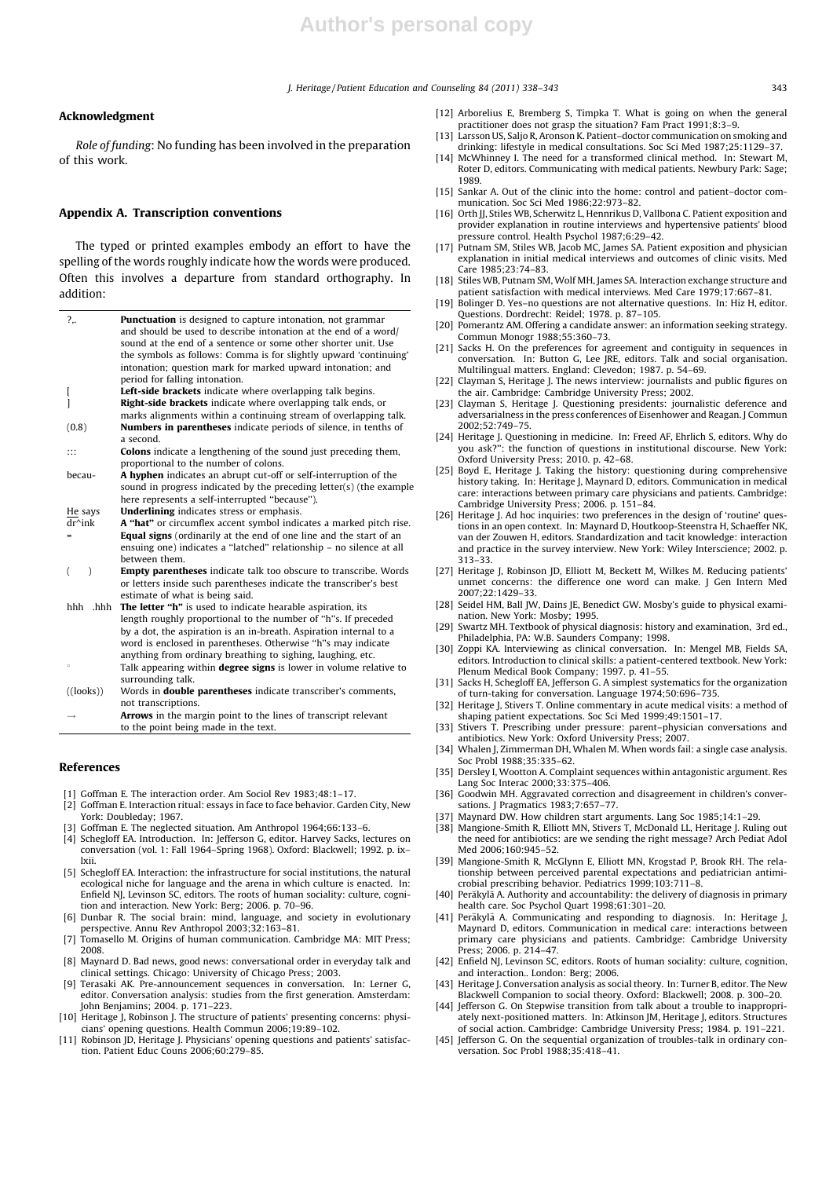## Acknowledgment

*Role of funding*: No funding has been involved in the preparation of this work.

## Appendix A. Transcription conventions

The typed or printed examples embody an effort to have the spelling of the words roughly indicate how the words were produced. Often this involves a departure from standard orthography. In addition:

| | |
|---|---|
| ?,. | **Punctuation** is designed to capture intonation, not grammar and should be used to describe intonation at the end of a word/sound at the end of a sentence or some other shorter unit. Use the symbols as follows: Comma is for slightly upward 'continuing' intonation; question mark for marked upward intonation; and period for falling intonation. |
| [ | **Left-side brackets** indicate where overlapping talk begins. |
| ] | **Right-side brackets** indicate where overlapping talk ends, or marks alignments within a continuing stream of overlapping talk. |
| (0.8) | **Numbers in parentheses** indicate periods of silence, in tenths of a second. |
| ::: | **Colons** indicate a lengthening of the sound just preceding them, proportional to the number of colons. |
| becau- | **A hyphen** indicates an abrupt cut-off or self-interruption of the sound in progress indicated by the preceding letter(s) (the example here represents a self-interrupted "because"). |
| He says | **Underlining** indicates stress or emphasis. |
| dr^ink | **A "hat"** or circumflex accent symbol indicates a marked pitch rise. |
| = | **Equal signs** (ordinarily at the end of one line and the start of an ensuing one) indicates a "latched" relationship – no silence at all between them. |
| ( ) | **Empty parentheses** indicate talk too obscure to transcribe. Words or letters inside such parentheses indicate the transcriber's best estimate of what is being said. |
| hhh .hhh | **The letter "h"** is used to indicate hearable aspiration, its length roughly proportional to the number of "h"s. If preceded by a dot, the aspiration is an in-breath. Aspiration internal to a word is enclosed in parentheses. Otherwise "h"s may indicate anything from ordinary breathing to sighing, laughing, etc. |
| ° | Talk appearing within **degree signs** is lower in volume relative to surrounding talk. |
| ((looks)) | Words in **double parentheses** indicate transcriber's comments, not transcriptions. |
| → | **Arrows** in the margin point to the lines of transcript relevant to the point being made in the text. |

## References

[1] Goffman E. The interaction order. Am Sociol Rev 1983;48:1–17.

[2] Goffman E. Interaction ritual: essays in face to face behavior. Garden City, New York: Doubleday; 1967.

[3] Goffman E. The neglected situation. Am Anthropol 1964;66:133–6.

[4] Schegloff EA. Introduction. In: Jefferson G, editor. Harvey Sacks, lectures on conversation (vol. 1: Fall 1964–Spring 1968). Oxford: Blackwell; 1992. p. ix–lxii.

[5] Schegloff EA. Interaction: the infrastructure for social institutions, the natural ecological niche for language and the arena in which culture is enacted. In: Enfield NJ, Levinson SC, editors. The roots of human sociality: culture, cognition and interaction. New York: Berg; 2006. p. 70–96.

[6] Dunbar R. The social brain: mind, language, and society in evolutionary perspective. Annu Rev Anthropol 2003;32:163–81.

[7] Tomasello M. Origins of human communication. Cambridge MA: MIT Press; 2008.

[8] Maynard D. Bad news, good news: conversational order in everyday talk and clinical settings. Chicago: University of Chicago Press; 2003.

[9] Terasaki AK. Pre-announcement sequences in conversation. In: Lerner G, editor. Conversation analysis: studies from the first generation. Amsterdam: John Benjamins; 2004. p. 171–223.

[10] Heritage J, Robinson J. The structure of patients' presenting concerns: physicians' opening questions. Health Commun 2006;19:89–102.

[11] Robinson JD, Heritage J. Physicians' opening questions and patients' satisfaction. Patient Educ Couns 2006;60:279–85.

[12] Arborelius E, Bremberg S, Timpka T. What is going on when the general practitioner does not grasp the situation? Fam Pract 1991;8:3–9.

[13] Larsson US, Saljo R, Aronson K. Patient–doctor communication on smoking and drinking: lifestyle in medical consultations. Soc Sci Med 1987;25:1129–37.

[14] McWhinney I. The need for a transformed clinical method. In: Stewart M, Roter D, editors. Communicating with medical patients. Newbury Park: Sage; 1989.

[15] Sankar A. Out of the clinic into the home: control and patient–doctor communication. Soc Sci Med 1986;22:973–82.

[16] Orth JJ, Stiles WB, Scherwitz L, Hennrikus D, Vallbona C. Patient exposition and provider explanation in routine interviews and hypertensive patients' blood pressure control. Health Psychol 1987;6:29–42.

[17] Putnam SM, Stiles WB, Jacob MC, James SA. Patient exposition and physician explanation in initial medical interviews and outcomes of clinic visits. Med Care 1985;23:74–83.

[18] Stiles WB, Putnam SM, Wolf MH, James SA. Interaction exchange structure and patient satisfaction with medical interviews. Med Care 1979;17:667–81.

[19] Bolinger D. Yes–no questions are not alternative questions. In: Hiz H, editor. Questions. Dordrecht: Reidel; 1978. p. 87–105.

[20] Pomerantz AM. Offering a candidate answer: an information seeking strategy. Commun Monogr 1988;55:360–73.

[21] Sacks H. On the preferences for agreement and contiguity in sequences in conversation. In: Button G, Lee JRE, editors. Talk and social organisation. Multilingual matters. England: Clevedon; 1987. p. 54–69.

[22] Clayman S, Heritage J. The news interview: journalists and public figures on the air. Cambridge: Cambridge University Press; 2002.

[23] Clayman S, Heritage J. Questioning presidents: journalistic deference and adversarialness in the press conferences of Eisenhower and Reagan. J Commun 2002;52:749–75.

[24] Heritage J. Questioning in medicine. In: Freed AF, Ehrlich S, editors. Why do you ask?": the function of questions in institutional discourse. New York: Oxford University Press; 2010. p. 42–68.

[25] Boyd E, Heritage J. Taking the history: questioning during comprehensive history taking. In: Heritage J, Maynard D, editors. Communication in medical care: interactions between primary care physicians and patients. Cambridge: Cambridge University Press; 2006. p. 151–84.

[26] Heritage J. Ad hoc inquiries: two preferences in the design of 'routine' questions in an open context. In: Maynard D, Houtkoop-Steenstra H, Schaeffer NK, van der Zouwen H, editors. Standardization and tacit knowledge: interaction and practice in the survey interview. New York: Wiley Interscience; 2002. p. 313–33.

[27] Heritage J, Robinson JD, Elliott M, Beckett M, Wilkes M. Reducing patients' unmet concerns: the difference one word can make. J Gen Intern Med 2007;22:1429–33.

[28] Seidel HM, Ball JW, Dains JE, Benedict GW. Mosby's guide to physical examination. New York: Mosby; 1995.

[29] Swartz MH. Textbook of physical diagnosis: history and examination, 3rd ed., Philadelphia, PA: W.B. Saunders Company; 1998.

[30] Zoppi KA. Interviewing as clinical conversation. In: Mengel MB, Fields SA, editors. Introduction to clinical skills: a patient-centered textbook. New York: Plenum Medical Book Company; 1997. p. 41–55.

[31] Sacks H, Schegloff EA, Jefferson G. A simplest systematics for the organization of turn-taking for conversation. Language 1974;50:696–735.

[32] Heritage J, Stivers T. Online commentary in acute medical visits: a method of shaping patient expectations. Soc Sci Med 1999;49:1501–17.

[33] Stivers T. Prescribing under pressure: parent–physician conversations and antibiotics. New York: Oxford University Press; 2007.

[34] Whalen J, Zimmerman DH, Whalen M. When words fail: a single case analysis. Soc Probl 1988;35:335–62.

[35] Dersley I, Wootton A. Complaint sequences within antagonistic argument. Res Lang Soc Interac 2000;33:375–406.

[36] Goodwin MH. Aggravated correction and disagreement in children's conversations. J Pragmatics 1983;7:657–77.

[37] Maynard DW. How children start arguments. Lang Soc 1985;14:1–29.

[38] Mangione-Smith R, Elliott MN, Stivers T, McDonald LL, Heritage J. Ruling out the need for antibiotics: are we sending the right message? Arch Pediat Adol Med 2006;160:945–52.

[39] Mangione-Smith R, McGlynn E, Elliott MN, Krogstad P, Brook RH. The relationship between perceived parental expectations and pediatrician antimicrobial prescribing behavior. Pediatrics 1999;103:711–8.

[40] Peräkylä A. Authority and accountability: the delivery of diagnosis in primary health care. Soc Psychol Quart 1998;61:301–20.

[41] Peräkylä A. Communicating and responding to diagnosis. In: Heritage J, Maynard D, editors. Communication in medical care: interactions between primary care physicians and patients. Cambridge: Cambridge University Press; 2006. p. 214–47.

[42] Enfield NJ, Levinson SC, editors. Roots of human sociality: culture, cognition, and interaction.. London: Berg; 2006.

[43] Heritage J. Conversation analysis as social theory. In: Turner B, editor. The New Blackwell Companion to social theory. Oxford: Blackwell; 2008. p. 300–20.

[44] Jefferson G. On Stepwise transition from talk about a trouble to inappropriately next-positioned matters. In: Atkinson JM, Heritage J, editors. Structures of social action. Cambridge: Cambridge University Press; 1984. p. 191–221.

[45] Jefferson G. On the sequential organization of troubles-talk in ordinary conversation. Soc Probl 1988;35:418–41.